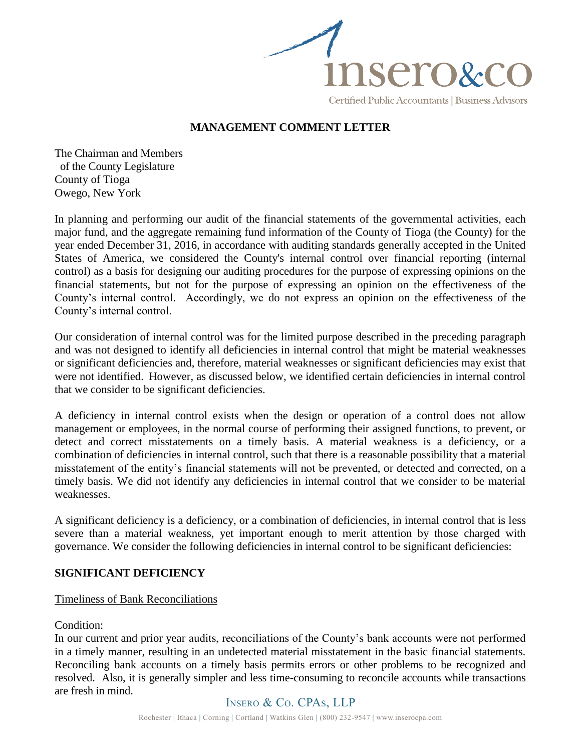insero&co

Certified Public Accountants | Business Advisors

## MANAGEMENT COMMENT LETTER

The Chairman and Members
of the County Legislature
County of Tioga
Owego, New York

In planning and performing our audit of the financial statements of the governmental activities, each major fund, and the aggregate remaining fund information of the County of Tioga (the County) for the year ended December 31, 2016, in accordance with auditing standards generally accepted in the United States of America, we considered the County's internal control over financial reporting (internal control) as a basis for designing our auditing procedures for the purpose of expressing opinions on the financial statements, but not for the purpose of expressing an opinion on the effectiveness of the County's internal control. Accordingly, we do not express an opinion on the effectiveness of the County's internal control.

Our consideration of internal control was for the limited purpose described in the preceding paragraph and was not designed to identify all deficiencies in internal control that might be material weaknesses or significant deficiencies and, therefore, material weaknesses or significant deficiencies may exist that were not identified. However, as discussed below, we identified certain deficiencies in internal control that we consider to be significant deficiencies.

A deficiency in internal control exists when the design or operation of a control does not allow management or employees, in the normal course of performing their assigned functions, to prevent, or detect and correct misstatements on a timely basis. A material weakness is a deficiency, or a combination of deficiencies in internal control, such that there is a reasonable possibility that a material misstatement of the entity's financial statements will not be prevented, or detected and corrected, on a timely basis. We did not identify any deficiencies in internal control that we consider to be material weaknesses.

A significant deficiency is a deficiency, or a combination of deficiencies, in internal control that is less severe than a material weakness, yet important enough to merit attention by those charged with governance. We consider the following deficiencies in internal control to be significant deficiencies:

### SIGNIFICANT DEFICIENCY

Timeliness of Bank Reconciliations

Condition:
In our current and prior year audits, reconciliations of the County's bank accounts were not performed in a timely manner, resulting in an undetected material misstatement in the basic financial statements. Reconciling bank accounts on a timely basis permits errors or other problems to be recognized and resolved. Also, it is generally simpler and less time-consuming to reconcile accounts while transactions are fresh in mind.

INSERO & CO. CPAS, LLP

Rochester | Ithaca | Corning | Cortland | Watkins Glen | (800) 232-9547 | www.inserocpa.com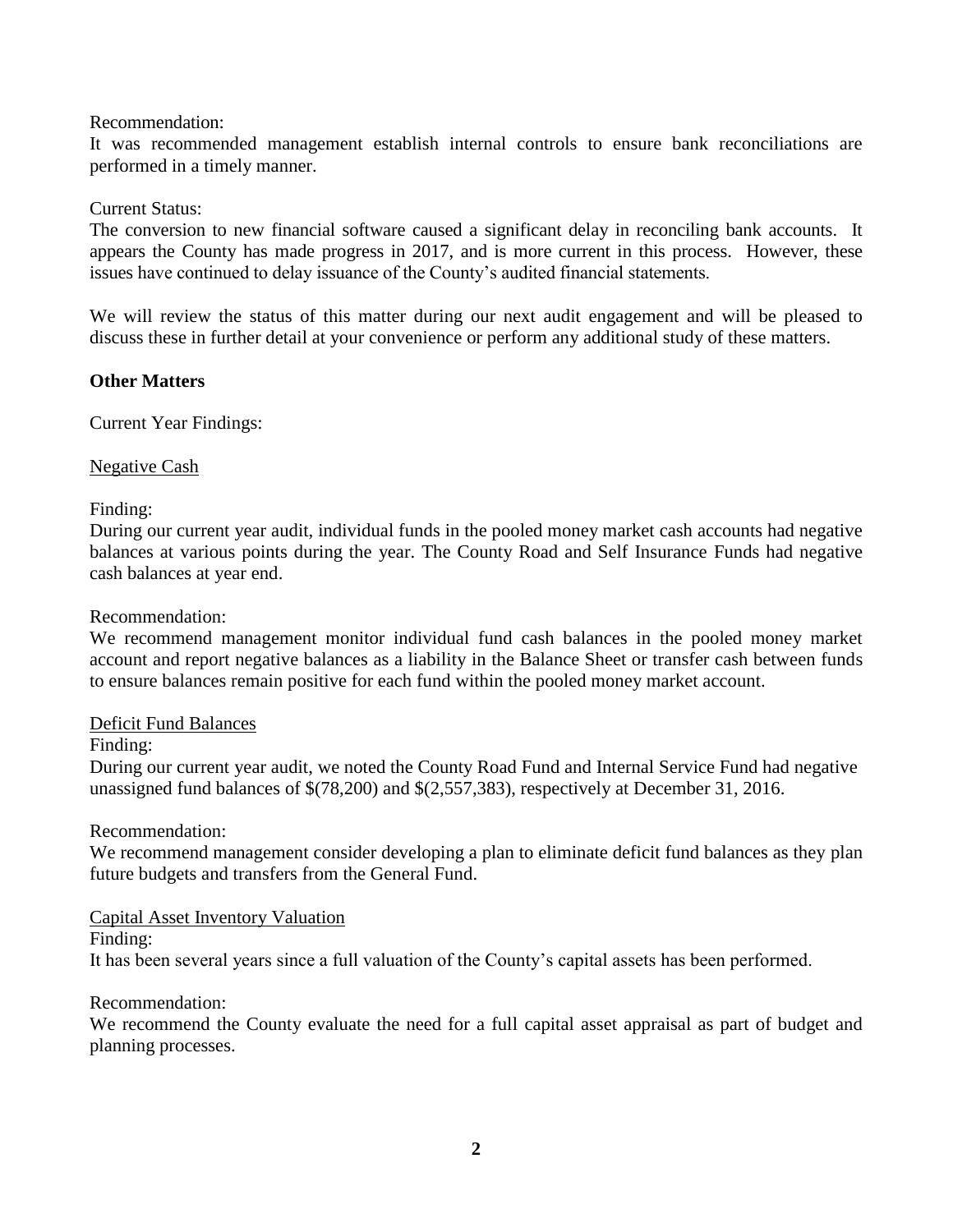Recommendation:
It was recommended management establish internal controls to ensure bank reconciliations are performed in a timely manner.

Current Status:
The conversion to new financial software caused a significant delay in reconciling bank accounts. It appears the County has made progress in 2017, and is more current in this process. However, these issues have continued to delay issuance of the County's audited financial statements.

We will review the status of this matter during our next audit engagement and will be pleased to discuss these in further detail at your convenience or perform any additional study of these matters.

**Other Matters**

Current Year Findings:

<u>Negative Cash</u>

Finding:
During our current year audit, individual funds in the pooled money market cash accounts had negative balances at various points during the year. The County Road and Self Insurance Funds had negative cash balances at year end.

Recommendation:
We recommend management monitor individual fund cash balances in the pooled money market account and report negative balances as a liability in the Balance Sheet or transfer cash between funds to ensure balances remain positive for each fund within the pooled money market account.

<u>Deficit Fund Balances</u>

Finding:
During our current year audit, we noted the County Road Fund and Internal Service Fund had negative unassigned fund balances of $(78,200) and $(2,557,383), respectively at December 31, 2016.

Recommendation:
We recommend management consider developing a plan to eliminate deficit fund balances as they plan future budgets and transfers from the General Fund.

<u>Capital Asset Inventory Valuation</u>

Finding:
It has been several years since a full valuation of the County's capital assets has been performed.

Recommendation:
We recommend the County evaluate the need for a full capital asset appraisal as part of budget and planning processes.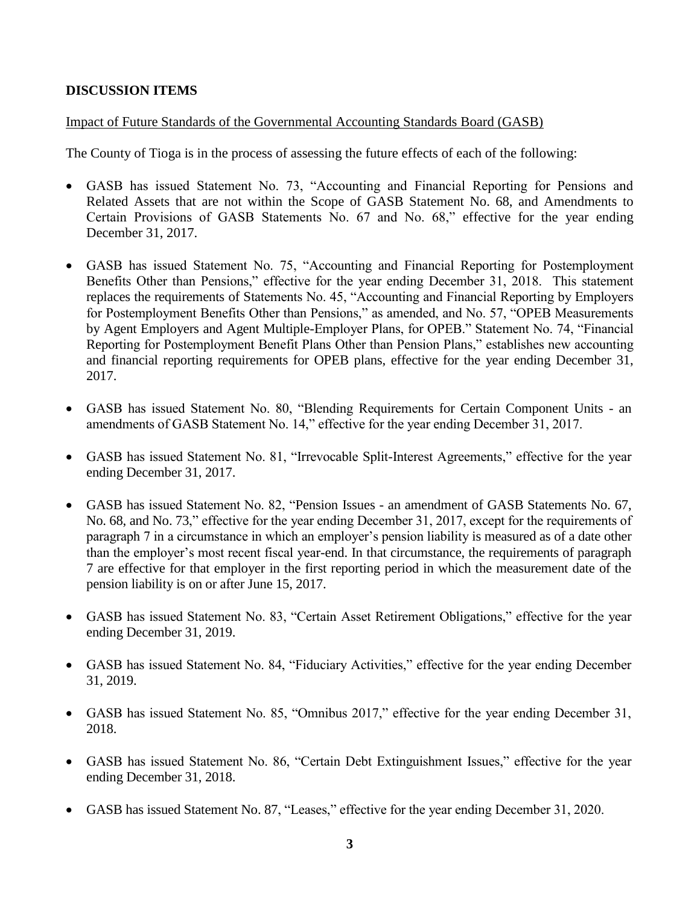**DISCUSSION ITEMS**

Impact of Future Standards of the Governmental Accounting Standards Board (GASB)

The County of Tioga is in the process of assessing the future effects of each of the following:

- GASB has issued Statement No. 73, "Accounting and Financial Reporting for Pensions and Related Assets that are not within the Scope of GASB Statement No. 68, and Amendments to Certain Provisions of GASB Statements No. 67 and No. 68," effective for the year ending December 31, 2017.

- GASB has issued Statement No. 75, "Accounting and Financial Reporting for Postemployment Benefits Other than Pensions," effective for the year ending December 31, 2018. This statement replaces the requirements of Statements No. 45, "Accounting and Financial Reporting by Employers for Postemployment Benefits Other than Pensions," as amended, and No. 57, "OPEB Measurements by Agent Employers and Agent Multiple-Employer Plans, for OPEB." Statement No. 74, "Financial Reporting for Postemployment Benefit Plans Other than Pension Plans," establishes new accounting and financial reporting requirements for OPEB plans, effective for the year ending December 31, 2017.

- GASB has issued Statement No. 80, "Blending Requirements for Certain Component Units - an amendments of GASB Statement No. 14," effective for the year ending December 31, 2017.

- GASB has issued Statement No. 81, "Irrevocable Split-Interest Agreements," effective for the year ending December 31, 2017.

- GASB has issued Statement No. 82, "Pension Issues - an amendment of GASB Statements No. 67, No. 68, and No. 73," effective for the year ending December 31, 2017, except for the requirements of paragraph 7 in a circumstance in which an employer's pension liability is measured as of a date other than the employer's most recent fiscal year-end. In that circumstance, the requirements of paragraph 7 are effective for that employer in the first reporting period in which the measurement date of the pension liability is on or after June 15, 2017.

- GASB has issued Statement No. 83, "Certain Asset Retirement Obligations," effective for the year ending December 31, 2019.

- GASB has issued Statement No. 84, "Fiduciary Activities," effective for the year ending December 31, 2019.

- GASB has issued Statement No. 85, "Omnibus 2017," effective for the year ending December 31, 2018.

- GASB has issued Statement No. 86, "Certain Debt Extinguishment Issues," effective for the year ending December 31, 2018.

- GASB has issued Statement No. 87, "Leases," effective for the year ending December 31, 2020.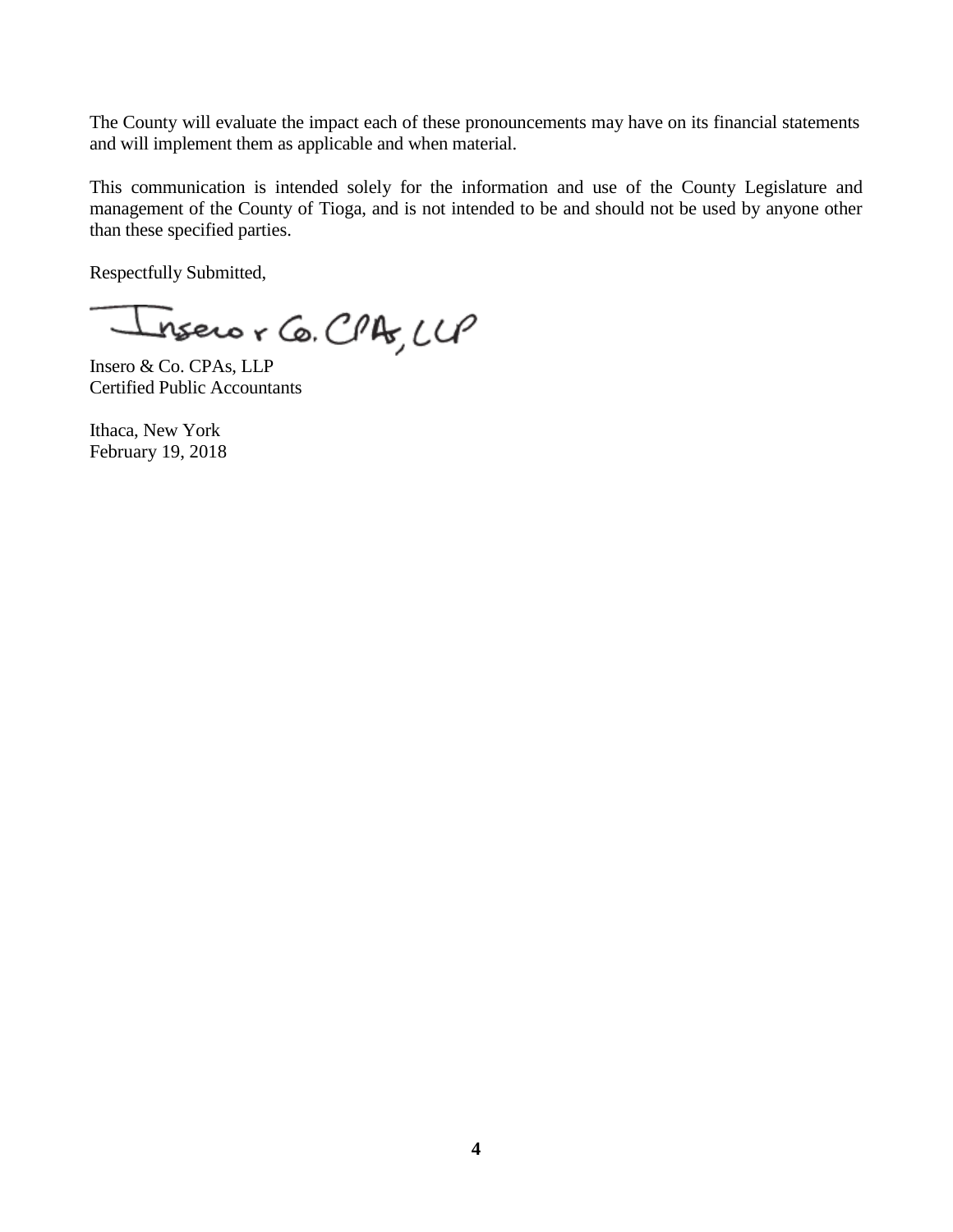The County will evaluate the impact each of these pronouncements may have on its financial statements and will implement them as applicable and when material.

This communication is intended solely for the information and use of the County Legislature and management of the County of Tioga, and is not intended to be and should not be used by anyone other than these specified parties.

Respectfully Submitted,

Insero & Co. CPAs, LLP
Certified Public Accountants

Ithaca, New York
February 19, 2018